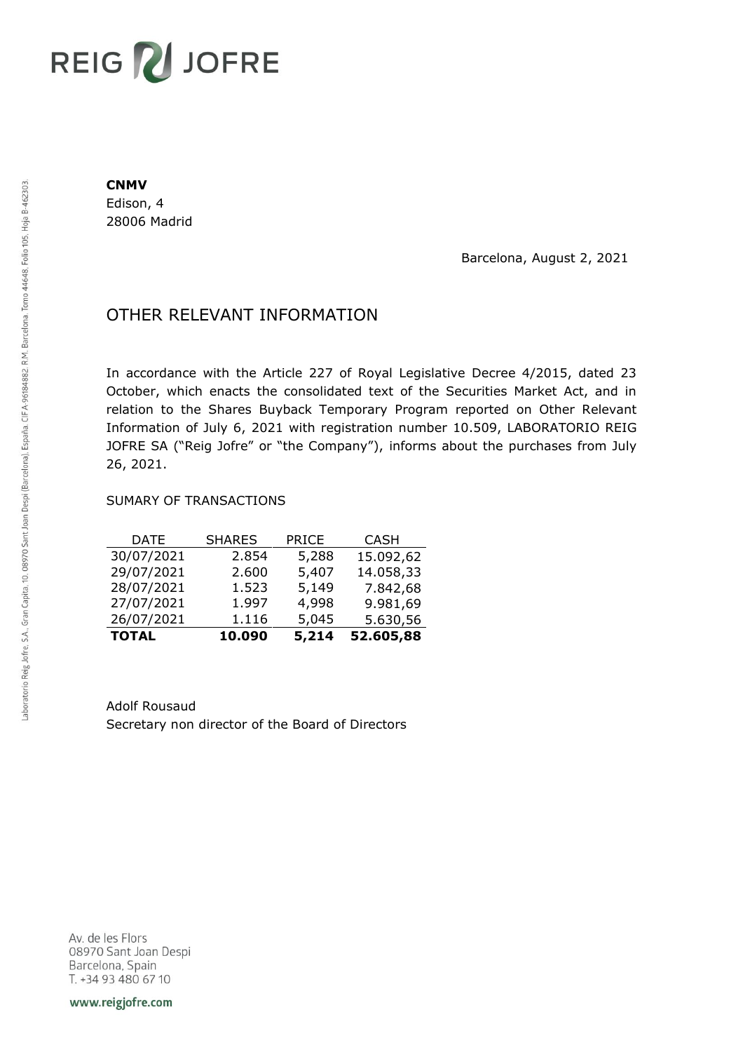REIG JOFRE

**CNMV**
Edison, 4
28006 Madrid

Barcelona, August 2, 2021

# OTHER RELEVANT INFORMATION

In accordance with the Article 227 of Royal Legislative Decree 4/2015, dated 23 October, which enacts the consolidated text of the Securities Market Act, and in relation to the Shares Buyback Temporary Program reported on Other Relevant Information of July 6, 2021 with registration number 10.509, LABORATORIO REIG JOFRE SA ("Reig Jofre" or "the Company"), informs about the purchases from July 26, 2021.

SUMARY OF TRANSACTIONS

| DATE | SHARES | PRICE | CASH |
|---|---|---|---|
| 30/07/2021 | 2.854 | 5,288 | 15.092,62 |
| 29/07/2021 | 2.600 | 5,407 | 14.058,33 |
| 28/07/2021 | 1.523 | 5,149 | 7.842,68 |
| 27/07/2021 | 1.997 | 4,998 | 9.981,69 |
| 26/07/2021 | 1.116 | 5,045 | 5.630,56 |
| **TOTAL** | **10.090** | **5,214** | **52.605,88** |

Adolf Rousaud
Secretary non director of the Board of Directors

Laboratorio Reig Jofre, S.A., Gran Capità, 10, 08970 Sant Joan Despí (Barcelona), España. CIF A-96184882. R.M. Barcelona, Tomo 44648, Folio 105, Hoja B-462303.

Av. de les Flors
08970 Sant Joan Despi
Barcelona, Spain
T. +34 93 480 67 10

www.reigjofre.com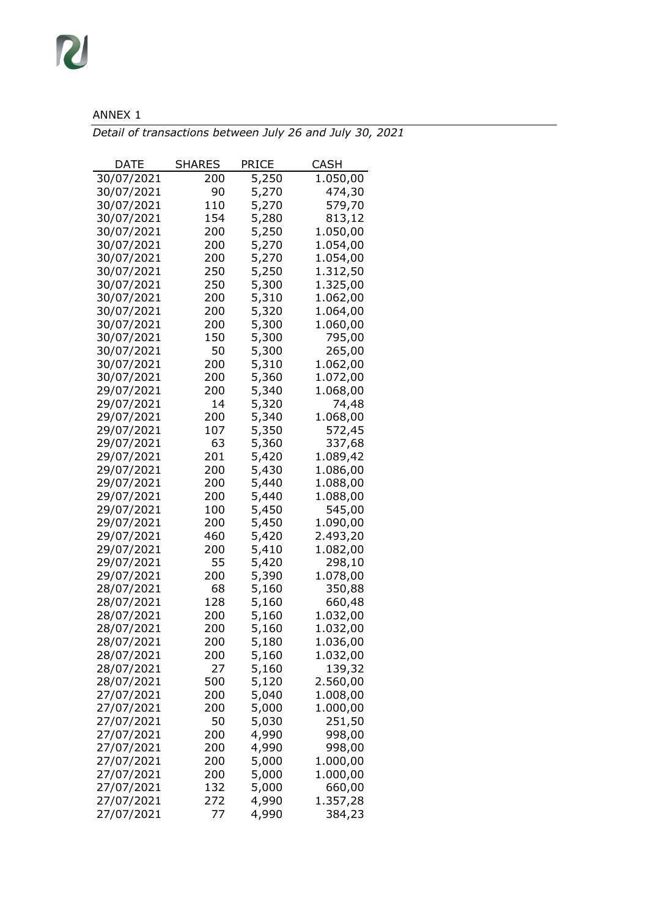ANNEX 1

*Detail of transactions between July 26 and July 30, 2021*

| DATE | SHARES | PRICE | CASH |
|---|---|---|---|
| 30/07/2021 | 200 | 5,250 | 1.050,00 |
| 30/07/2021 | 90 | 5,270 | 474,30 |
| 30/07/2021 | 110 | 5,270 | 579,70 |
| 30/07/2021 | 154 | 5,280 | 813,12 |
| 30/07/2021 | 200 | 5,250 | 1.050,00 |
| 30/07/2021 | 200 | 5,270 | 1.054,00 |
| 30/07/2021 | 200 | 5,270 | 1.054,00 |
| 30/07/2021 | 250 | 5,250 | 1.312,50 |
| 30/07/2021 | 250 | 5,300 | 1.325,00 |
| 30/07/2021 | 200 | 5,310 | 1.062,00 |
| 30/07/2021 | 200 | 5,320 | 1.064,00 |
| 30/07/2021 | 200 | 5,300 | 1.060,00 |
| 30/07/2021 | 150 | 5,300 | 795,00 |
| 30/07/2021 | 50 | 5,300 | 265,00 |
| 30/07/2021 | 200 | 5,310 | 1.062,00 |
| 30/07/2021 | 200 | 5,360 | 1.072,00 |
| 29/07/2021 | 200 | 5,340 | 1.068,00 |
| 29/07/2021 | 14 | 5,320 | 74,48 |
| 29/07/2021 | 200 | 5,340 | 1.068,00 |
| 29/07/2021 | 107 | 5,350 | 572,45 |
| 29/07/2021 | 63 | 5,360 | 337,68 |
| 29/07/2021 | 201 | 5,420 | 1.089,42 |
| 29/07/2021 | 200 | 5,430 | 1.086,00 |
| 29/07/2021 | 200 | 5,440 | 1.088,00 |
| 29/07/2021 | 200 | 5,440 | 1.088,00 |
| 29/07/2021 | 100 | 5,450 | 545,00 |
| 29/07/2021 | 200 | 5,450 | 1.090,00 |
| 29/07/2021 | 460 | 5,420 | 2.493,20 |
| 29/07/2021 | 200 | 5,410 | 1.082,00 |
| 29/07/2021 | 55 | 5,420 | 298,10 |
| 29/07/2021 | 200 | 5,390 | 1.078,00 |
| 28/07/2021 | 68 | 5,160 | 350,88 |
| 28/07/2021 | 128 | 5,160 | 660,48 |
| 28/07/2021 | 200 | 5,160 | 1.032,00 |
| 28/07/2021 | 200 | 5,160 | 1.032,00 |
| 28/07/2021 | 200 | 5,180 | 1.036,00 |
| 28/07/2021 | 200 | 5,160 | 1.032,00 |
| 28/07/2021 | 27 | 5,160 | 139,32 |
| 28/07/2021 | 500 | 5,120 | 2.560,00 |
| 27/07/2021 | 200 | 5,040 | 1.008,00 |
| 27/07/2021 | 200 | 5,000 | 1.000,00 |
| 27/07/2021 | 50 | 5,030 | 251,50 |
| 27/07/2021 | 200 | 4,990 | 998,00 |
| 27/07/2021 | 200 | 4,990 | 998,00 |
| 27/07/2021 | 200 | 5,000 | 1.000,00 |
| 27/07/2021 | 200 | 5,000 | 1.000,00 |
| 27/07/2021 | 132 | 5,000 | 660,00 |
| 27/07/2021 | 272 | 4,990 | 1.357,28 |
| 27/07/2021 | 77 | 4,990 | 384,23 |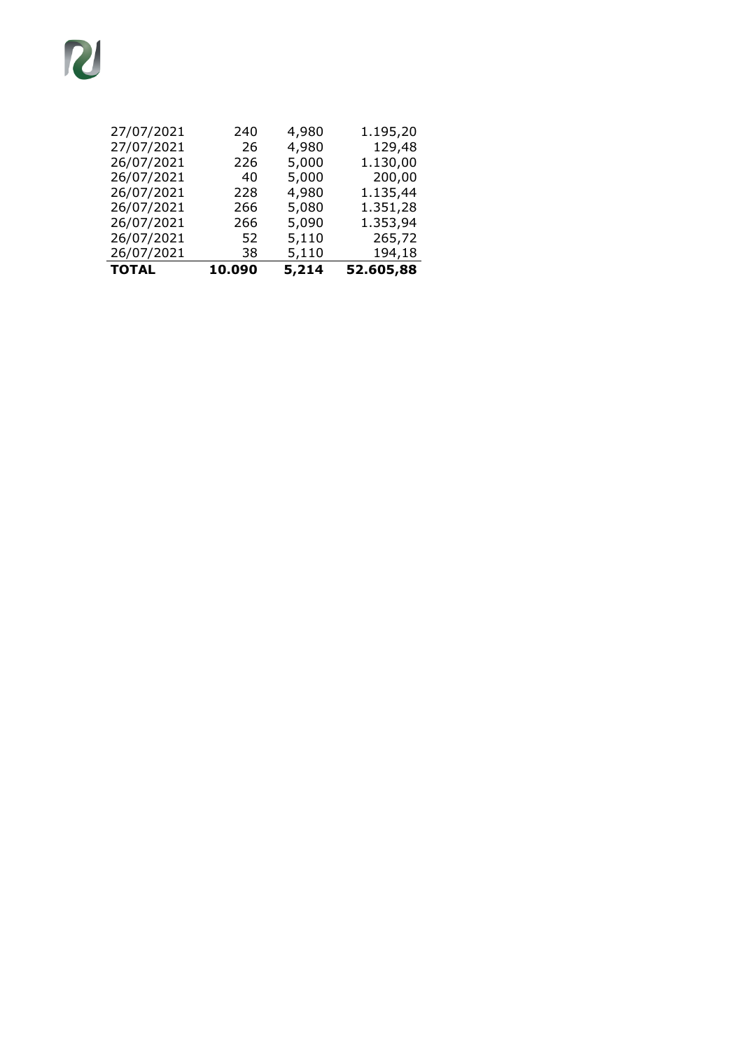| | | | |
|---|---|---|---|
| 27/07/2021 | 240 | 4,980 | 1.195,20 |
| 27/07/2021 | 26 | 4,980 | 129,48 |
| 26/07/2021 | 226 | 5,000 | 1.130,00 |
| 26/07/2021 | 40 | 5,000 | 200,00 |
| 26/07/2021 | 228 | 4,980 | 1.135,44 |
| 26/07/2021 | 266 | 5,080 | 1.351,28 |
| 26/07/2021 | 266 | 5,090 | 1.353,94 |
| 26/07/2021 | 52 | 5,110 | 265,72 |
| 26/07/2021 | 38 | 5,110 | 194,18 |
| **TOTAL** | **10.090** | **5,214** | **52.605,88** |